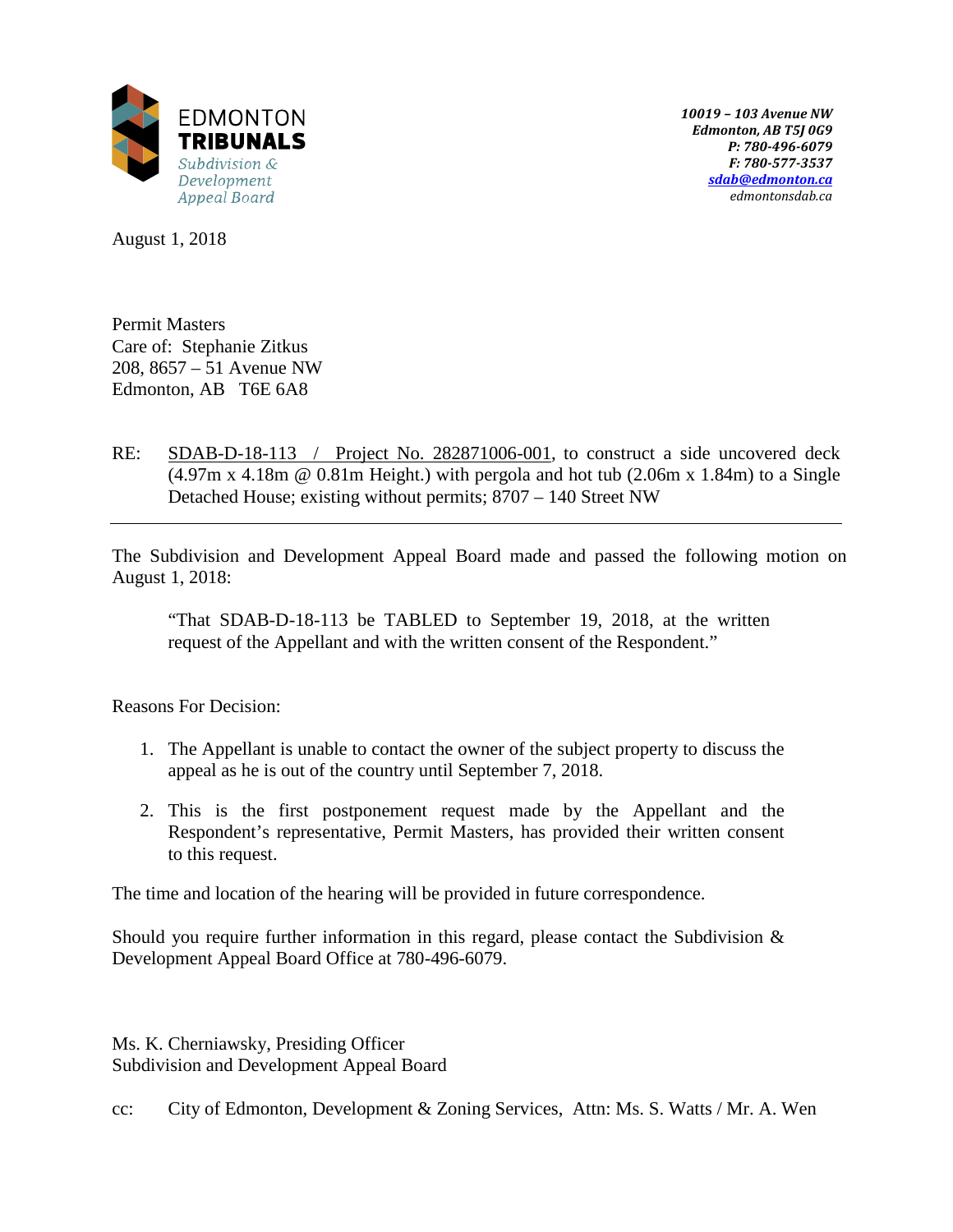EDMONTON
**TRIBUNALS**
*Subdivision & Development Appeal Board*

***10019 – 103 Avenue NW***
***Edmonton, AB T5J 0G9***
***P: 780-496-6079***
***F: 780-577-3537***
***sdab@edmonton.ca***
*edmontonsdab.ca*

August 1, 2018

Permit Masters
Care of: Stephanie Zitkus
208, 8657 – 51 Avenue NW
Edmonton, AB T6E 6A8

RE: SDAB-D-18-113 / Project No. 282871006-001, to construct a side uncovered deck (4.97m x 4.18m @ 0.81m Height.) with pergola and hot tub (2.06m x 1.84m) to a Single Detached House; existing without permits; 8707 – 140 Street NW

---

The Subdivision and Development Appeal Board made and passed the following motion on August 1, 2018:

> "That SDAB-D-18-113 be TABLED to September 19, 2018, at the written request of the Appellant and with the written consent of the Respondent."

Reasons For Decision:

1. The Appellant is unable to contact the owner of the subject property to discuss the appeal as he is out of the country until September 7, 2018.

2. This is the first postponement request made by the Appellant and the Respondent's representative, Permit Masters, has provided their written consent to this request.

The time and location of the hearing will be provided in future correspondence.

Should you require further information in this regard, please contact the Subdivision & Development Appeal Board Office at 780-496-6079.

Ms. K. Cherniawsky, Presiding Officer
Subdivision and Development Appeal Board

cc: City of Edmonton, Development & Zoning Services, Attn: Ms. S. Watts / Mr. A. Wen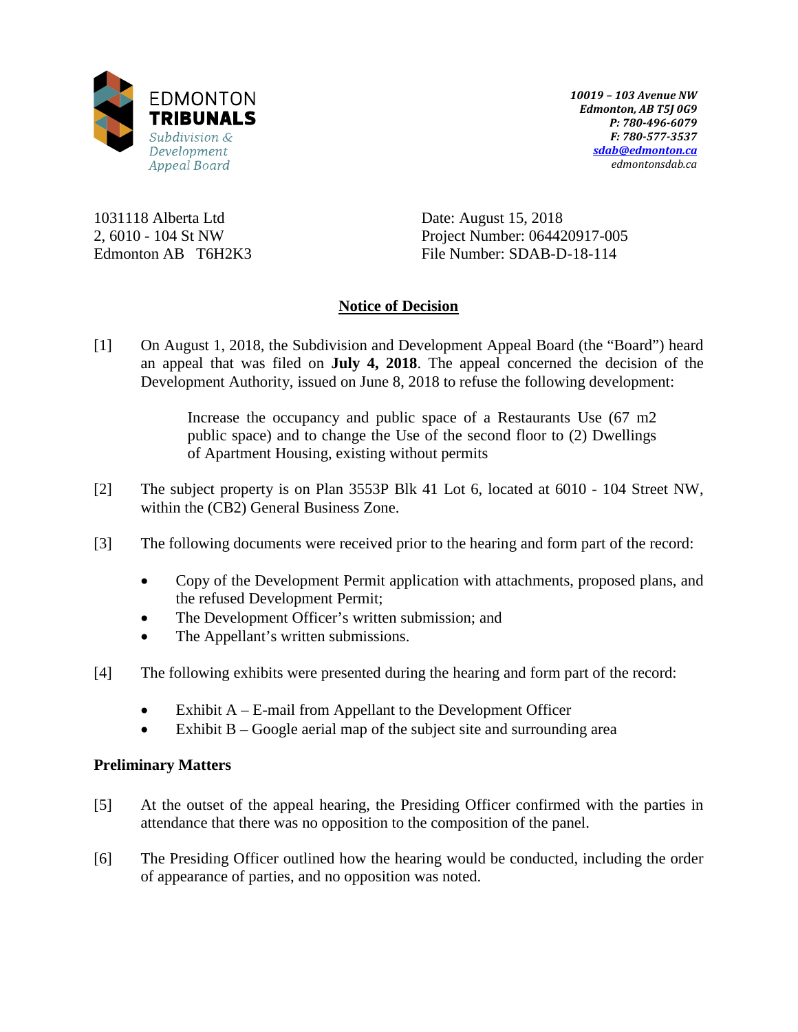EDMONTON
**TRIBUNALS**
*Subdivision & Development Appeal Board*

***10019 – 103 Avenue NW***
***Edmonton, AB T5J 0G9***
***P: 780-496-6079***
***F: 780-577-3537***
***sdab@edmonton.ca***
*edmontonsdab.ca*

1031118 Alberta Ltd
2, 6010 - 104 St NW
Edmonton AB T6H2K3

Date: August 15, 2018
Project Number: 064420917-005
File Number: SDAB-D-18-114

## Notice of Decision

[1] On August 1, 2018, the Subdivision and Development Appeal Board (the "Board") heard an appeal that was filed on **July 4, 2018**. The appeal concerned the decision of the Development Authority, issued on June 8, 2018 to refuse the following development:

> Increase the occupancy and public space of a Restaurants Use (67 m2 public space) and to change the Use of the second floor to (2) Dwellings of Apartment Housing, existing without permits

[2] The subject property is on Plan 3553P Blk 41 Lot 6, located at 6010 - 104 Street NW, within the (CB2) General Business Zone.

[3] The following documents were received prior to the hearing and form part of the record:

- Copy of the Development Permit application with attachments, proposed plans, and the refused Development Permit;
- The Development Officer's written submission; and
- The Appellant's written submissions.

[4] The following exhibits were presented during the hearing and form part of the record:

- Exhibit A – E-mail from Appellant to the Development Officer
- Exhibit B – Google aerial map of the subject site and surrounding area

### Preliminary Matters

[5] At the outset of the appeal hearing, the Presiding Officer confirmed with the parties in attendance that there was no opposition to the composition of the panel.

[6] The Presiding Officer outlined how the hearing would be conducted, including the order of appearance of parties, and no opposition was noted.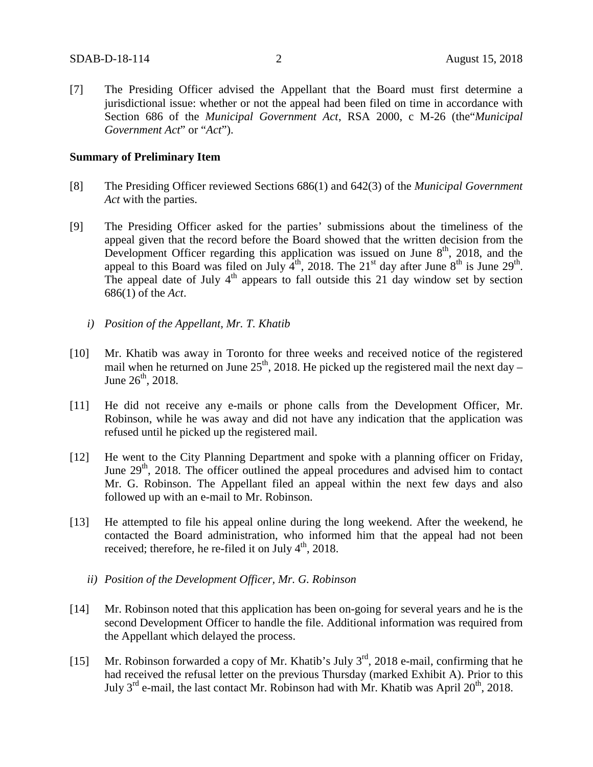[7] The Presiding Officer advised the Appellant that the Board must first determine a jurisdictional issue: whether or not the appeal had been filed on time in accordance with Section 686 of the *Municipal Government Act*, RSA 2000, c M-26 (the"*Municipal Government Act*" or "*Act*").

**Summary of Preliminary Item**

[8] The Presiding Officer reviewed Sections 686(1) and 642(3) of the *Municipal Government Act* with the parties.

[9] The Presiding Officer asked for the parties' submissions about the timeliness of the appeal given that the record before the Board showed that the written decision from the Development Officer regarding this application was issued on June 8th, 2018, and the appeal to this Board was filed on July 4th, 2018. The 21st day after June 8th is June 29th. The appeal date of July 4th appears to fall outside this 21 day window set by section 686(1) of the *Act*.

*i) Position of the Appellant, Mr. T. Khatib*

[10] Mr. Khatib was away in Toronto for three weeks and received notice of the registered mail when he returned on June 25th, 2018. He picked up the registered mail the next day – June 26th, 2018.

[11] He did not receive any e-mails or phone calls from the Development Officer, Mr. Robinson, while he was away and did not have any indication that the application was refused until he picked up the registered mail.

[12] He went to the City Planning Department and spoke with a planning officer on Friday, June 29th, 2018. The officer outlined the appeal procedures and advised him to contact Mr. G. Robinson. The Appellant filed an appeal within the next few days and also followed up with an e-mail to Mr. Robinson.

[13] He attempted to file his appeal online during the long weekend. After the weekend, he contacted the Board administration, who informed him that the appeal had not been received; therefore, he re-filed it on July 4th, 2018.

*ii) Position of the Development Officer, Mr. G. Robinson*

[14] Mr. Robinson noted that this application has been on-going for several years and he is the second Development Officer to handle the file. Additional information was required from the Appellant which delayed the process.

[15] Mr. Robinson forwarded a copy of Mr. Khatib's July 3rd, 2018 e-mail, confirming that he had received the refusal letter on the previous Thursday (marked Exhibit A). Prior to this July 3rd e-mail, the last contact Mr. Robinson had with Mr. Khatib was April 20th, 2018.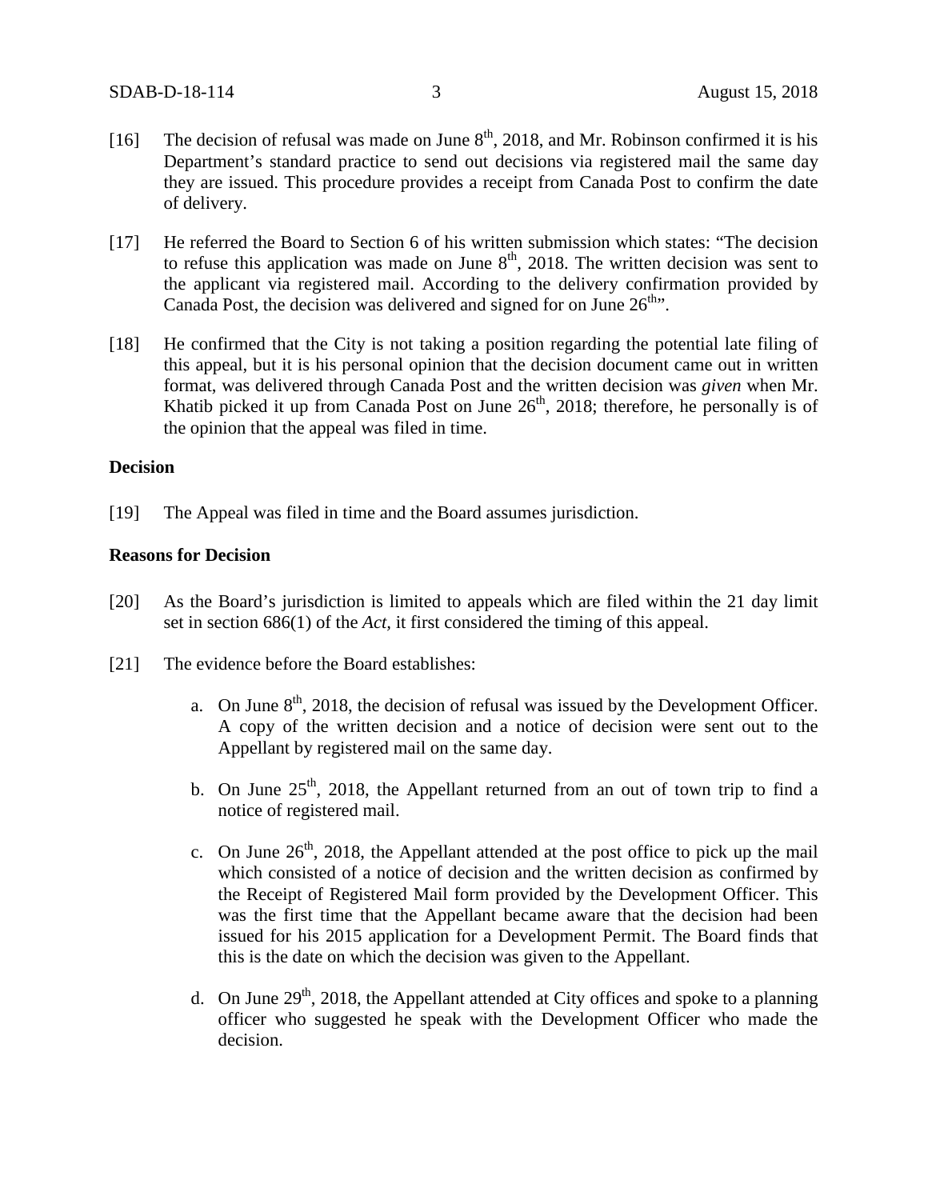[16] The decision of refusal was made on June 8th, 2018, and Mr. Robinson confirmed it is his Department's standard practice to send out decisions via registered mail the same day they are issued. This procedure provides a receipt from Canada Post to confirm the date of delivery.

[17] He referred the Board to Section 6 of his written submission which states: "The decision to refuse this application was made on June 8th, 2018. The written decision was sent to the applicant via registered mail. According to the delivery confirmation provided by Canada Post, the decision was delivered and signed for on June 26th".

[18] He confirmed that the City is not taking a position regarding the potential late filing of this appeal, but it is his personal opinion that the decision document came out in written format, was delivered through Canada Post and the written decision was *given* when Mr. Khatib picked it up from Canada Post on June 26th, 2018; therefore, he personally is of the opinion that the appeal was filed in time.

**Decision**

[19] The Appeal was filed in time and the Board assumes jurisdiction.

**Reasons for Decision**

[20] As the Board's jurisdiction is limited to appeals which are filed within the 21 day limit set in section 686(1) of the *Act*, it first considered the timing of this appeal.

[21] The evidence before the Board establishes:

a. On June 8th, 2018, the decision of refusal was issued by the Development Officer. A copy of the written decision and a notice of decision were sent out to the Appellant by registered mail on the same day.

b. On June 25th, 2018, the Appellant returned from an out of town trip to find a notice of registered mail.

c. On June 26th, 2018, the Appellant attended at the post office to pick up the mail which consisted of a notice of decision and the written decision as confirmed by the Receipt of Registered Mail form provided by the Development Officer. This was the first time that the Appellant became aware that the decision had been issued for his 2015 application for a Development Permit. The Board finds that this is the date on which the decision was given to the Appellant.

d. On June 29th, 2018, the Appellant attended at City offices and spoke to a planning officer who suggested he speak with the Development Officer who made the decision.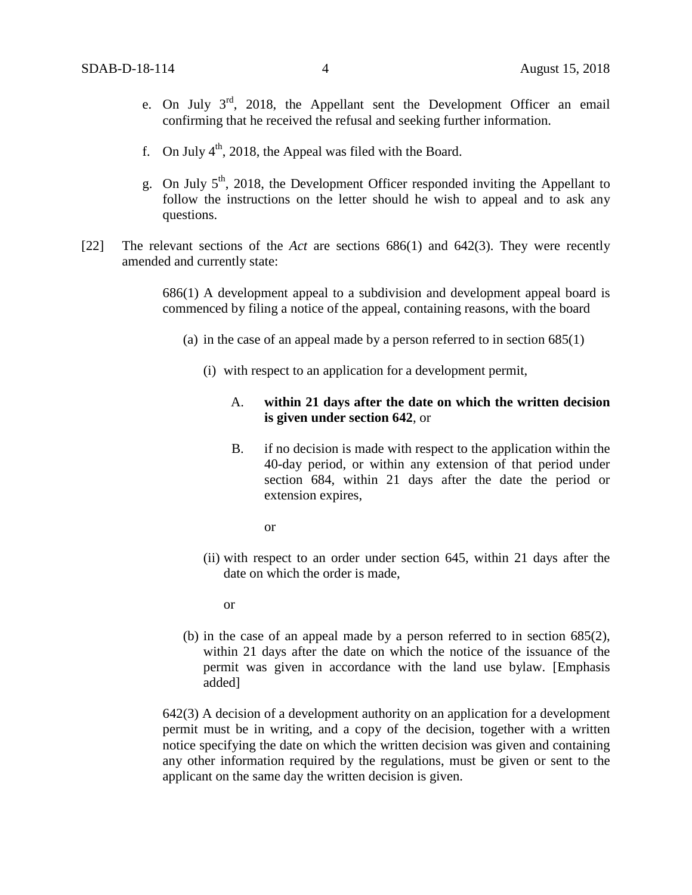e. On July 3rd, 2018, the Appellant sent the Development Officer an email confirming that he received the refusal and seeking further information.

f. On July 4th, 2018, the Appeal was filed with the Board.

g. On July 5th, 2018, the Development Officer responded inviting the Appellant to follow the instructions on the letter should he wish to appeal and to ask any questions.

[22] The relevant sections of the *Act* are sections 686(1) and 642(3). They were recently amended and currently state:

> 686(1) A development appeal to a subdivision and development appeal board is commenced by filing a notice of the appeal, containing reasons, with the board
>
> (a) in the case of an appeal made by a person referred to in section 685(1)
>
> (i) with respect to an application for a development permit,
>
> A. **within 21 days after the date on which the written decision is given under section 642**, or
>
> B. if no decision is made with respect to the application within the 40-day period, or within any extension of that period under section 684, within 21 days after the date the period or extension expires,
>
> or
>
> (ii) with respect to an order under section 645, within 21 days after the date on which the order is made,
>
> or
>
> (b) in the case of an appeal made by a person referred to in section 685(2), within 21 days after the date on which the notice of the issuance of the permit was given in accordance with the land use bylaw. [Emphasis added]
>
> 642(3) A decision of a development authority on an application for a development permit must be in writing, and a copy of the decision, together with a written notice specifying the date on which the written decision was given and containing any other information required by the regulations, must be given or sent to the applicant on the same day the written decision is given.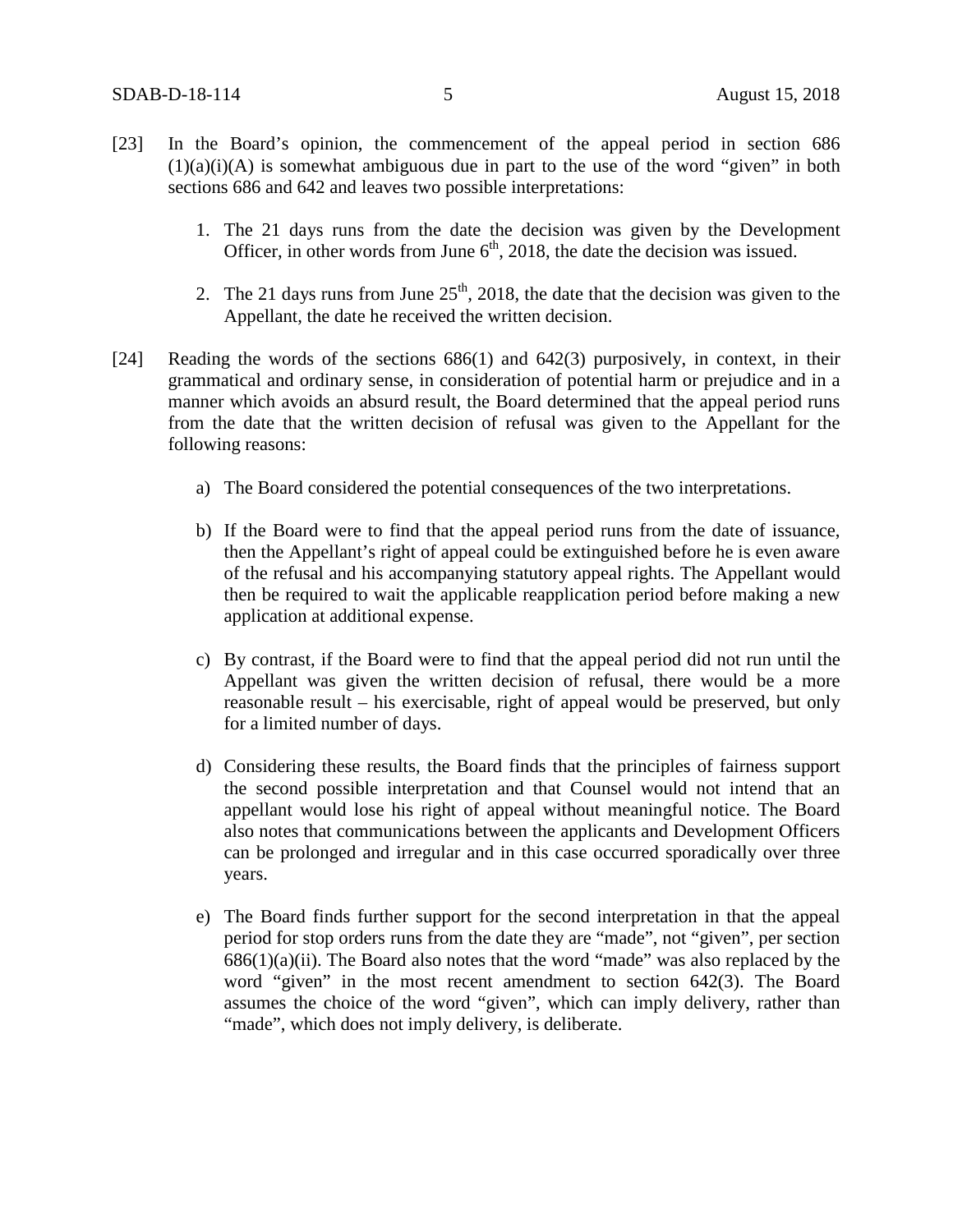[23] In the Board's opinion, the commencement of the appeal period in section 686 (1)(a)(i)(A) is somewhat ambiguous due in part to the use of the word "given" in both sections 686 and 642 and leaves two possible interpretations:

1. The 21 days runs from the date the decision was given by the Development Officer, in other words from June 6th, 2018, the date the decision was issued.

2. The 21 days runs from June 25th, 2018, the date that the decision was given to the Appellant, the date he received the written decision.

[24] Reading the words of the sections 686(1) and 642(3) purposively, in context, in their grammatical and ordinary sense, in consideration of potential harm or prejudice and in a manner which avoids an absurd result, the Board determined that the appeal period runs from the date that the written decision of refusal was given to the Appellant for the following reasons:

a) The Board considered the potential consequences of the two interpretations.

b) If the Board were to find that the appeal period runs from the date of issuance, then the Appellant's right of appeal could be extinguished before he is even aware of the refusal and his accompanying statutory appeal rights. The Appellant would then be required to wait the applicable reapplication period before making a new application at additional expense.

c) By contrast, if the Board were to find that the appeal period did not run until the Appellant was given the written decision of refusal, there would be a more reasonable result – his exercisable, right of appeal would be preserved, but only for a limited number of days.

d) Considering these results, the Board finds that the principles of fairness support the second possible interpretation and that Counsel would not intend that an appellant would lose his right of appeal without meaningful notice. The Board also notes that communications between the applicants and Development Officers can be prolonged and irregular and in this case occurred sporadically over three years.

e) The Board finds further support for the second interpretation in that the appeal period for stop orders runs from the date they are "made", not "given", per section 686(1)(a)(ii). The Board also notes that the word "made" was also replaced by the word "given" in the most recent amendment to section 642(3). The Board assumes the choice of the word "given", which can imply delivery, rather than "made", which does not imply delivery, is deliberate.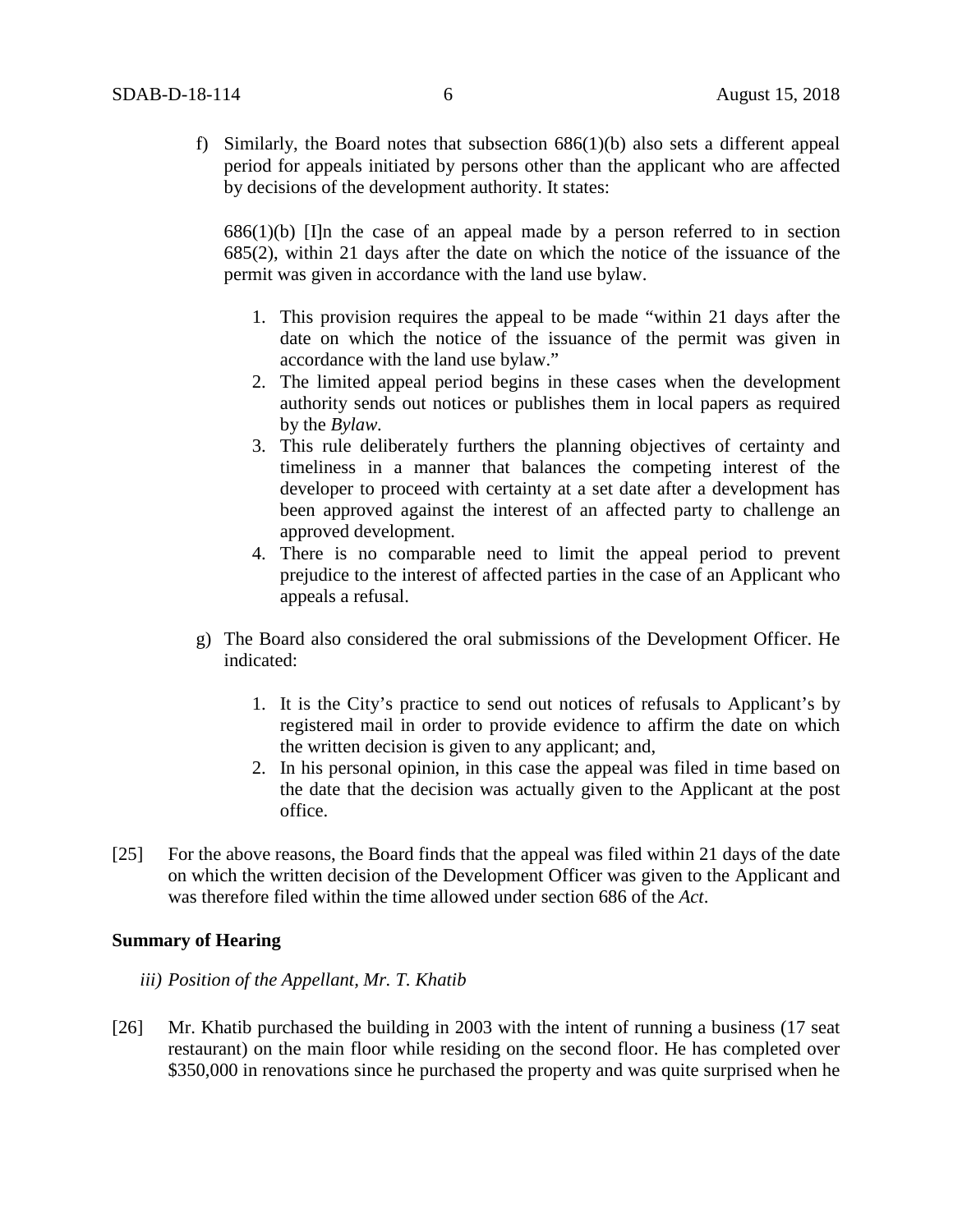f) Similarly, the Board notes that subsection 686(1)(b) also sets a different appeal period for appeals initiated by persons other than the applicant who are affected by decisions of the development authority. It states:

 686(1)(b) [I]n the case of an appeal made by a person referred to in section 685(2), within 21 days after the date on which the notice of the issuance of the permit was given in accordance with the land use bylaw.

 1. This provision requires the appeal to be made "within 21 days after the date on which the notice of the issuance of the permit was given in accordance with the land use bylaw."
 2. The limited appeal period begins in these cases when the development authority sends out notices or publishes them in local papers as required by the *Bylaw.*
 3. This rule deliberately furthers the planning objectives of certainty and timeliness in a manner that balances the competing interest of the developer to proceed with certainty at a set date after a development has been approved against the interest of an affected party to challenge an approved development.
 4. There is no comparable need to limit the appeal period to prevent prejudice to the interest of affected parties in the case of an Applicant who appeals a refusal.

g) The Board also considered the oral submissions of the Development Officer. He indicated:

 1. It is the City's practice to send out notices of refusals to Applicant's by registered mail in order to provide evidence to affirm the date on which the written decision is given to any applicant; and,
 2. In his personal opinion, in this case the appeal was filed in time based on the date that the decision was actually given to the Applicant at the post office.

[25] For the above reasons, the Board finds that the appeal was filed within 21 days of the date on which the written decision of the Development Officer was given to the Applicant and was therefore filed within the time allowed under section 686 of the *Act*.

**Summary of Hearing**

*iii) Position of the Appellant, Mr. T. Khatib*

[26] Mr. Khatib purchased the building in 2003 with the intent of running a business (17 seat restaurant) on the main floor while residing on the second floor. He has completed over $350,000 in renovations since he purchased the property and was quite surprised when he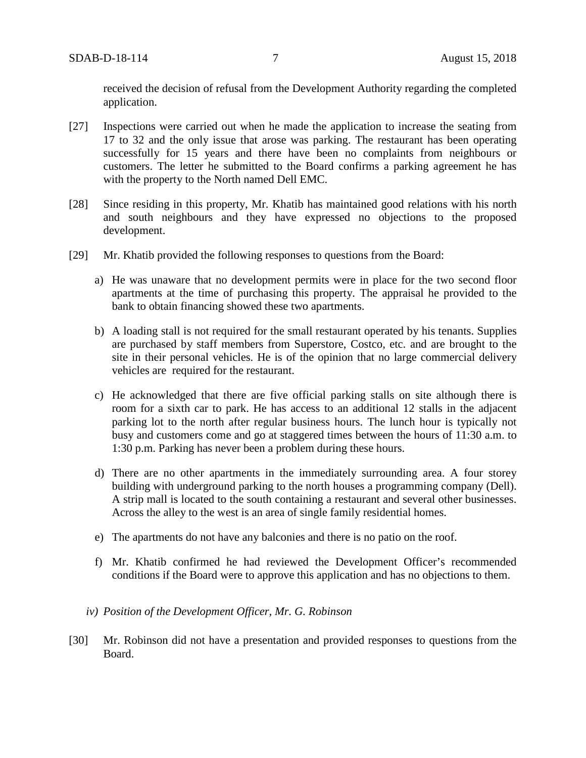received the decision of refusal from the Development Authority regarding the completed application.

[27] Inspections were carried out when he made the application to increase the seating from 17 to 32 and the only issue that arose was parking. The restaurant has been operating successfully for 15 years and there have been no complaints from neighbours or customers. The letter he submitted to the Board confirms a parking agreement he has with the property to the North named Dell EMC.

[28] Since residing in this property, Mr. Khatib has maintained good relations with his north and south neighbours and they have expressed no objections to the proposed development.

[29] Mr. Khatib provided the following responses to questions from the Board:

a) He was unaware that no development permits were in place for the two second floor apartments at the time of purchasing this property. The appraisal he provided to the bank to obtain financing showed these two apartments.

b) A loading stall is not required for the small restaurant operated by his tenants. Supplies are purchased by staff members from Superstore, Costco, etc. and are brought to the site in their personal vehicles. He is of the opinion that no large commercial delivery vehicles are required for the restaurant.

c) He acknowledged that there are five official parking stalls on site although there is room for a sixth car to park. He has access to an additional 12 stalls in the adjacent parking lot to the north after regular business hours. The lunch hour is typically not busy and customers come and go at staggered times between the hours of 11:30 a.m. to 1:30 p.m. Parking has never been a problem during these hours.

d) There are no other apartments in the immediately surrounding area. A four storey building with underground parking to the north houses a programming company (Dell). A strip mall is located to the south containing a restaurant and several other businesses. Across the alley to the west is an area of single family residential homes.

e) The apartments do not have any balconies and there is no patio on the roof.

f) Mr. Khatib confirmed he had reviewed the Development Officer's recommended conditions if the Board were to approve this application and has no objections to them.

*iv) Position of the Development Officer, Mr. G. Robinson*

[30] Mr. Robinson did not have a presentation and provided responses to questions from the Board.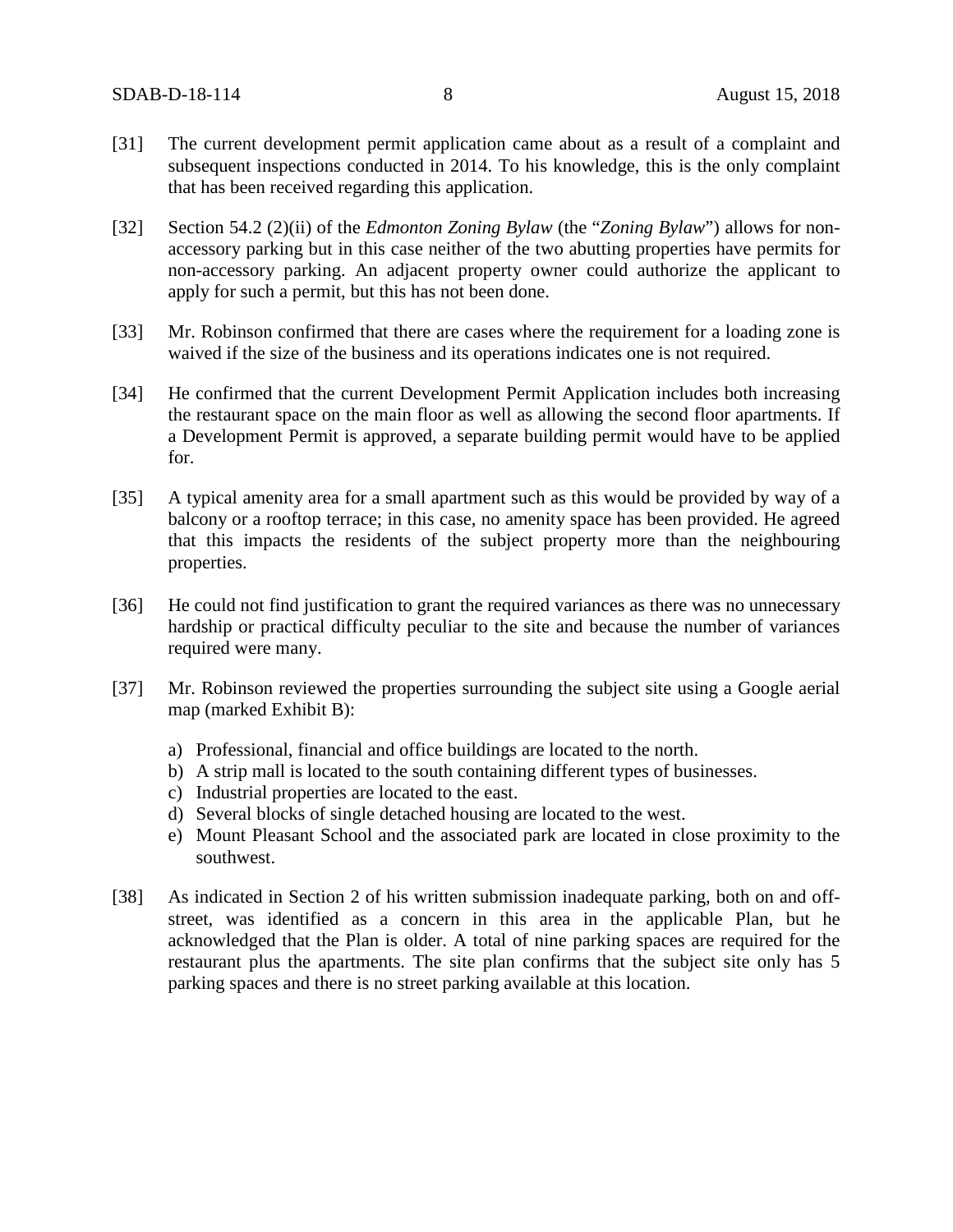[31] The current development permit application came about as a result of a complaint and subsequent inspections conducted in 2014. To his knowledge, this is the only complaint that has been received regarding this application.

[32] Section 54.2 (2)(ii) of the *Edmonton Zoning Bylaw* (the "*Zoning Bylaw*") allows for non-accessory parking but in this case neither of the two abutting properties have permits for non-accessory parking. An adjacent property owner could authorize the applicant to apply for such a permit, but this has not been done.

[33] Mr. Robinson confirmed that there are cases where the requirement for a loading zone is waived if the size of the business and its operations indicates one is not required.

[34] He confirmed that the current Development Permit Application includes both increasing the restaurant space on the main floor as well as allowing the second floor apartments. If a Development Permit is approved, a separate building permit would have to be applied for.

[35] A typical amenity area for a small apartment such as this would be provided by way of a balcony or a rooftop terrace; in this case, no amenity space has been provided. He agreed that this impacts the residents of the subject property more than the neighbouring properties.

[36] He could not find justification to grant the required variances as there was no unnecessary hardship or practical difficulty peculiar to the site and because the number of variances required were many.

[37] Mr. Robinson reviewed the properties surrounding the subject site using a Google aerial map (marked Exhibit B):

a) Professional, financial and office buildings are located to the north.
b) A strip mall is located to the south containing different types of businesses.
c) Industrial properties are located to the east.
d) Several blocks of single detached housing are located to the west.
e) Mount Pleasant School and the associated park are located in close proximity to the southwest.

[38] As indicated in Section 2 of his written submission inadequate parking, both on and off-street, was identified as a concern in this area in the applicable Plan, but he acknowledged that the Plan is older. A total of nine parking spaces are required for the restaurant plus the apartments. The site plan confirms that the subject site only has 5 parking spaces and there is no street parking available at this location.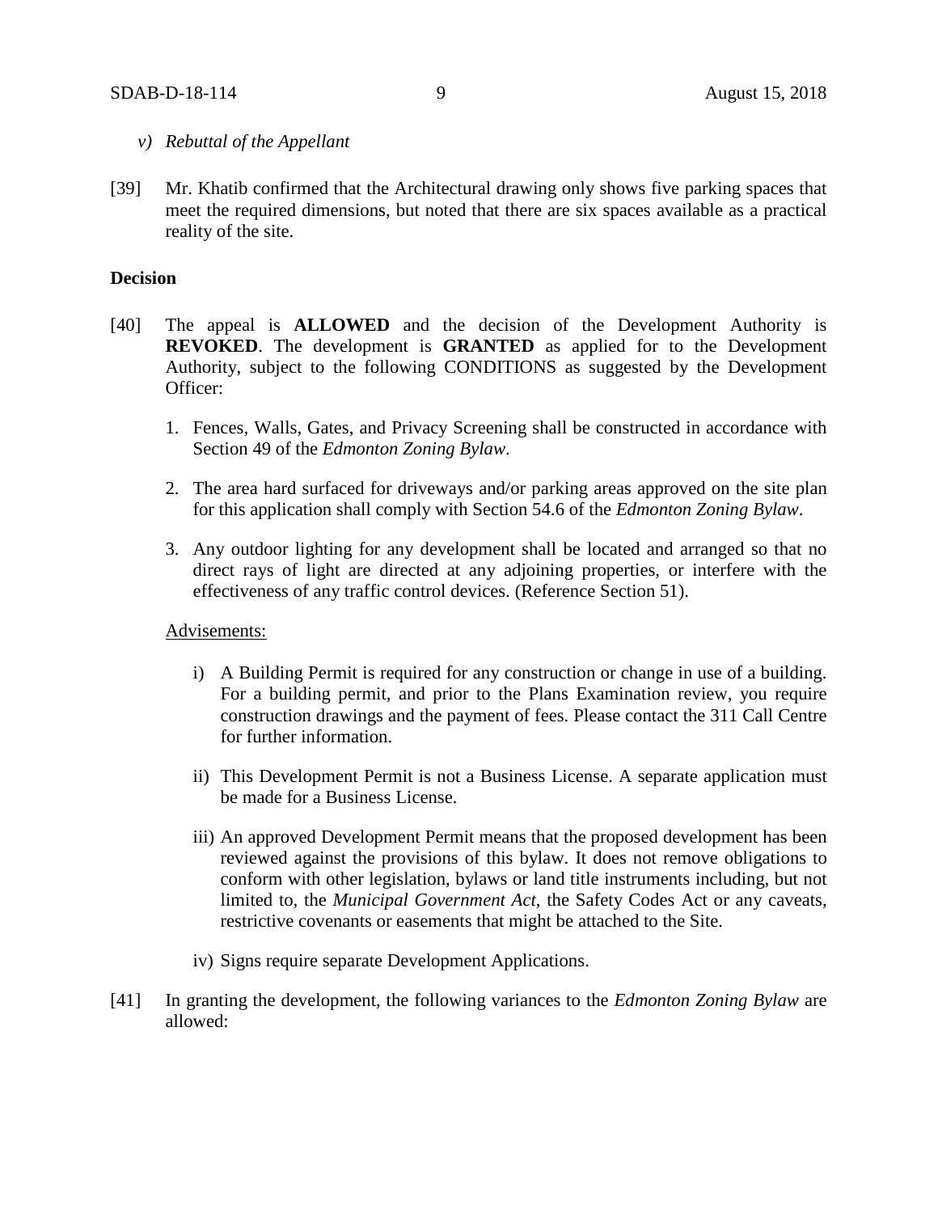*v) Rebuttal of the Appellant*

[39] Mr. Khatib confirmed that the Architectural drawing only shows five parking spaces that meet the required dimensions, but noted that there are six spaces available as a practical reality of the site.

**Decision**

[40] The appeal is **ALLOWED** and the decision of the Development Authority is **REVOKED**. The development is **GRANTED** as applied for to the Development Authority, subject to the following CONDITIONS as suggested by the Development Officer:

1. Fences, Walls, Gates, and Privacy Screening shall be constructed in accordance with Section 49 of the *Edmonton Zoning Bylaw*.

2. The area hard surfaced for driveways and/or parking areas approved on the site plan for this application shall comply with Section 54.6 of the *Edmonton Zoning Bylaw*.

3. Any outdoor lighting for any development shall be located and arranged so that no direct rays of light are directed at any adjoining properties, or interfere with the effectiveness of any traffic control devices. (Reference Section 51).

<u>Advisements:</u>

i) A Building Permit is required for any construction or change in use of a building. For a building permit, and prior to the Plans Examination review, you require construction drawings and the payment of fees. Please contact the 311 Call Centre for further information.

ii) This Development Permit is not a Business License. A separate application must be made for a Business License.

iii) An approved Development Permit means that the proposed development has been reviewed against the provisions of this bylaw. It does not remove obligations to conform with other legislation, bylaws or land title instruments including, but not limited to, the *Municipal Government Act*, the Safety Codes Act or any caveats, restrictive covenants or easements that might be attached to the Site.

iv) Signs require separate Development Applications.

[41] In granting the development, the following variances to the *Edmonton Zoning Bylaw* are allowed: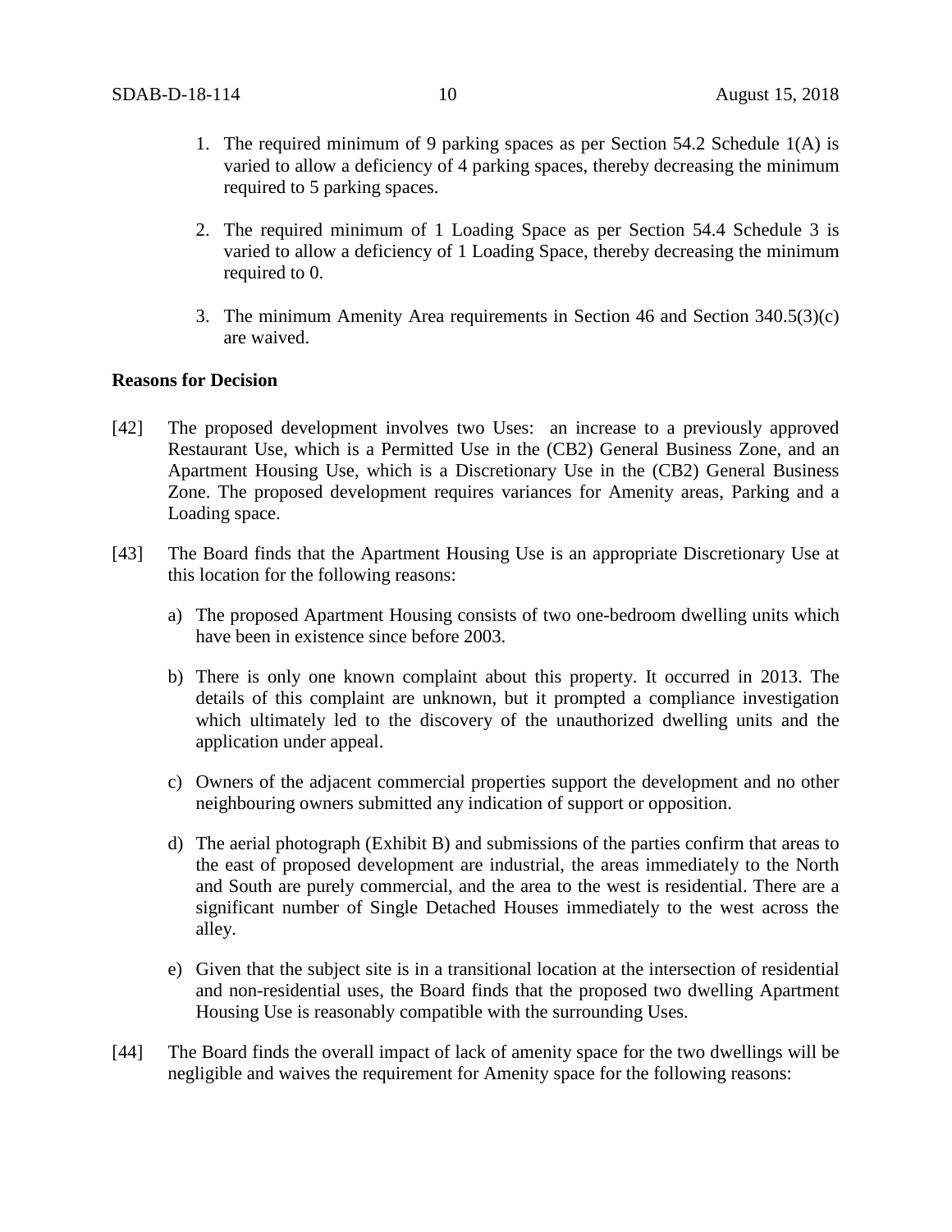1. The required minimum of 9 parking spaces as per Section 54.2 Schedule 1(A) is varied to allow a deficiency of 4 parking spaces, thereby decreasing the minimum required to 5 parking spaces.

2. The required minimum of 1 Loading Space as per Section 54.4 Schedule 3 is varied to allow a deficiency of 1 Loading Space, thereby decreasing the minimum required to 0.

3. The minimum Amenity Area requirements in Section 46 and Section 340.5(3)(c) are waived.

**Reasons for Decision**

[42] The proposed development involves two Uses: an increase to a previously approved Restaurant Use, which is a Permitted Use in the (CB2) General Business Zone, and an Apartment Housing Use, which is a Discretionary Use in the (CB2) General Business Zone. The proposed development requires variances for Amenity areas, Parking and a Loading space.

[43] The Board finds that the Apartment Housing Use is an appropriate Discretionary Use at this location for the following reasons:

a) The proposed Apartment Housing consists of two one-bedroom dwelling units which have been in existence since before 2003.

b) There is only one known complaint about this property. It occurred in 2013. The details of this complaint are unknown, but it prompted a compliance investigation which ultimately led to the discovery of the unauthorized dwelling units and the application under appeal.

c) Owners of the adjacent commercial properties support the development and no other neighbouring owners submitted any indication of support or opposition.

d) The aerial photograph (Exhibit B) and submissions of the parties confirm that areas to the east of proposed development are industrial, the areas immediately to the North and South are purely commercial, and the area to the west is residential. There are a significant number of Single Detached Houses immediately to the west across the alley.

e) Given that the subject site is in a transitional location at the intersection of residential and non-residential uses, the Board finds that the proposed two dwelling Apartment Housing Use is reasonably compatible with the surrounding Uses.

[44] The Board finds the overall impact of lack of amenity space for the two dwellings will be negligible and waives the requirement for Amenity space for the following reasons: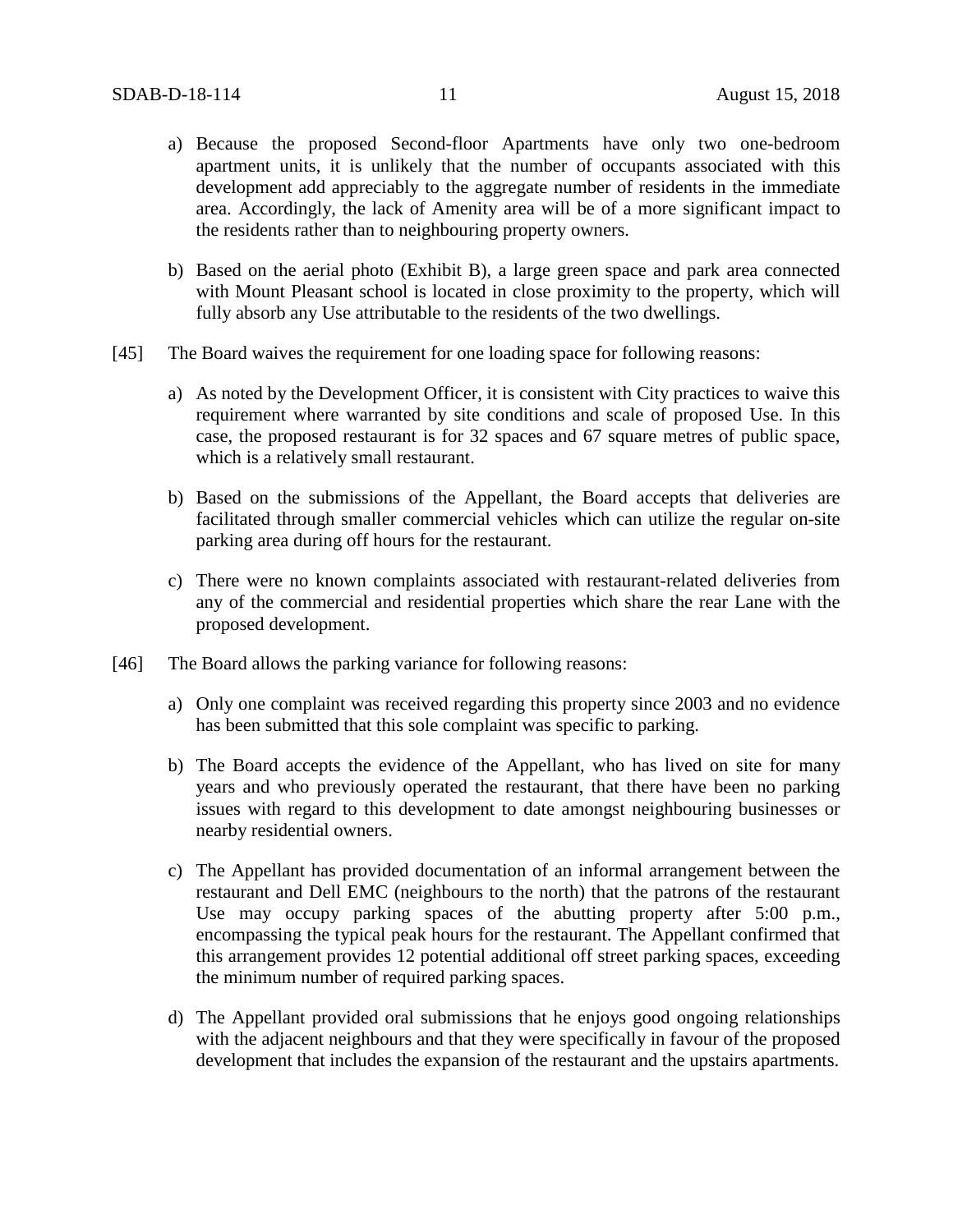a) Because the proposed Second-floor Apartments have only two one-bedroom apartment units, it is unlikely that the number of occupants associated with this development add appreciably to the aggregate number of residents in the immediate area. Accordingly, the lack of Amenity area will be of a more significant impact to the residents rather than to neighbouring property owners.

b) Based on the aerial photo (Exhibit B), a large green space and park area connected with Mount Pleasant school is located in close proximity to the property, which will fully absorb any Use attributable to the residents of the two dwellings.

[45] The Board waives the requirement for one loading space for following reasons:

a) As noted by the Development Officer, it is consistent with City practices to waive this requirement where warranted by site conditions and scale of proposed Use. In this case, the proposed restaurant is for 32 spaces and 67 square metres of public space, which is a relatively small restaurant.

b) Based on the submissions of the Appellant, the Board accepts that deliveries are facilitated through smaller commercial vehicles which can utilize the regular on-site parking area during off hours for the restaurant.

c) There were no known complaints associated with restaurant-related deliveries from any of the commercial and residential properties which share the rear Lane with the proposed development.

[46] The Board allows the parking variance for following reasons:

a) Only one complaint was received regarding this property since 2003 and no evidence has been submitted that this sole complaint was specific to parking.

b) The Board accepts the evidence of the Appellant, who has lived on site for many years and who previously operated the restaurant, that there have been no parking issues with regard to this development to date amongst neighbouring businesses or nearby residential owners.

c) The Appellant has provided documentation of an informal arrangement between the restaurant and Dell EMC (neighbours to the north) that the patrons of the restaurant Use may occupy parking spaces of the abutting property after 5:00 p.m., encompassing the typical peak hours for the restaurant. The Appellant confirmed that this arrangement provides 12 potential additional off street parking spaces, exceeding the minimum number of required parking spaces.

d) The Appellant provided oral submissions that he enjoys good ongoing relationships with the adjacent neighbours and that they were specifically in favour of the proposed development that includes the expansion of the restaurant and the upstairs apartments.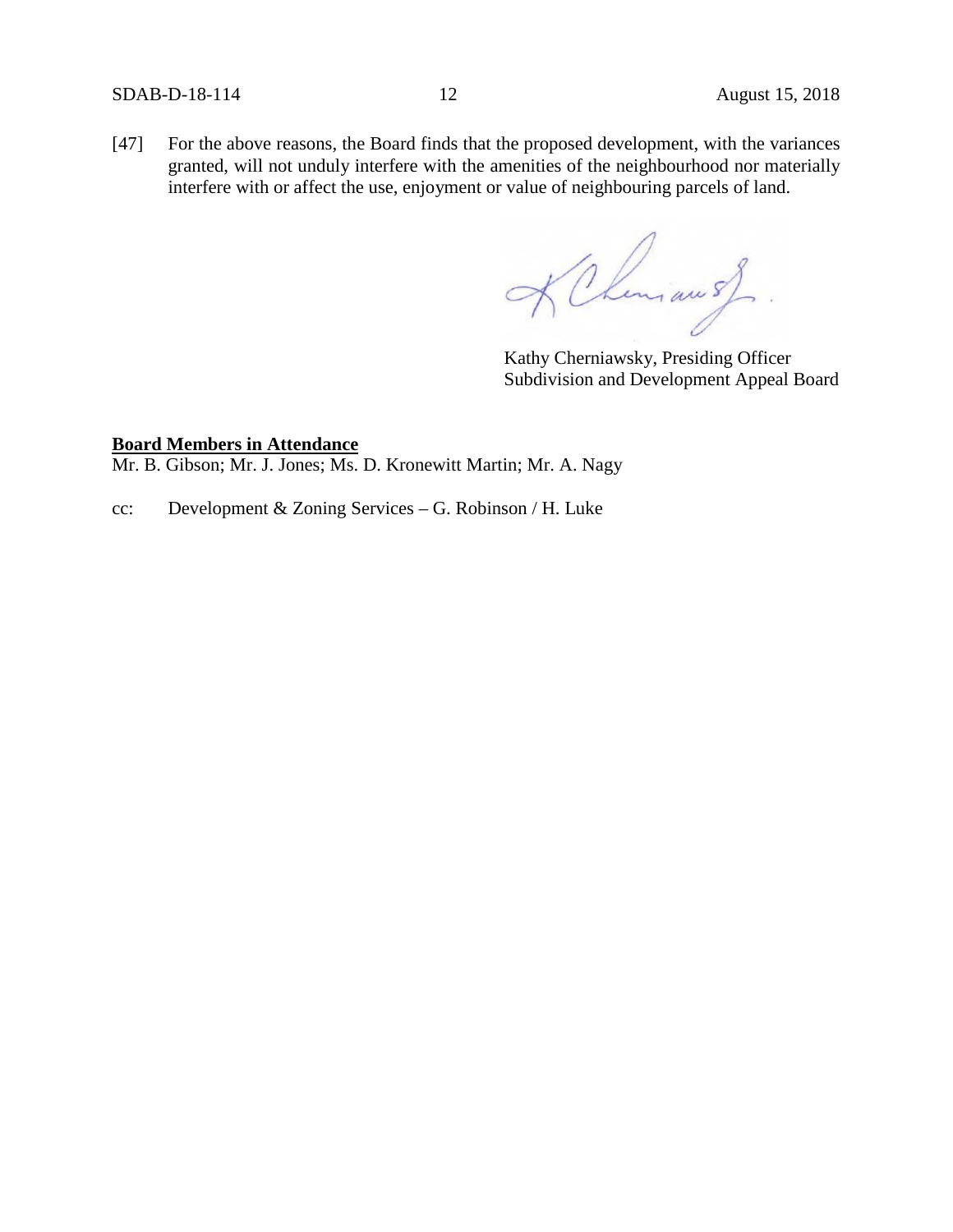[47] For the above reasons, the Board finds that the proposed development, with the variances granted, will not unduly interfere with the amenities of the neighbourhood nor materially interfere with or affect the use, enjoyment or value of neighbouring parcels of land.

Kathy Cherniawsky, Presiding Officer
Subdivision and Development Appeal Board

**Board Members in Attendance**
Mr. B. Gibson; Mr. J. Jones; Ms. D. Kronewitt Martin; Mr. A. Nagy

cc: Development & Zoning Services – G. Robinson / H. Luke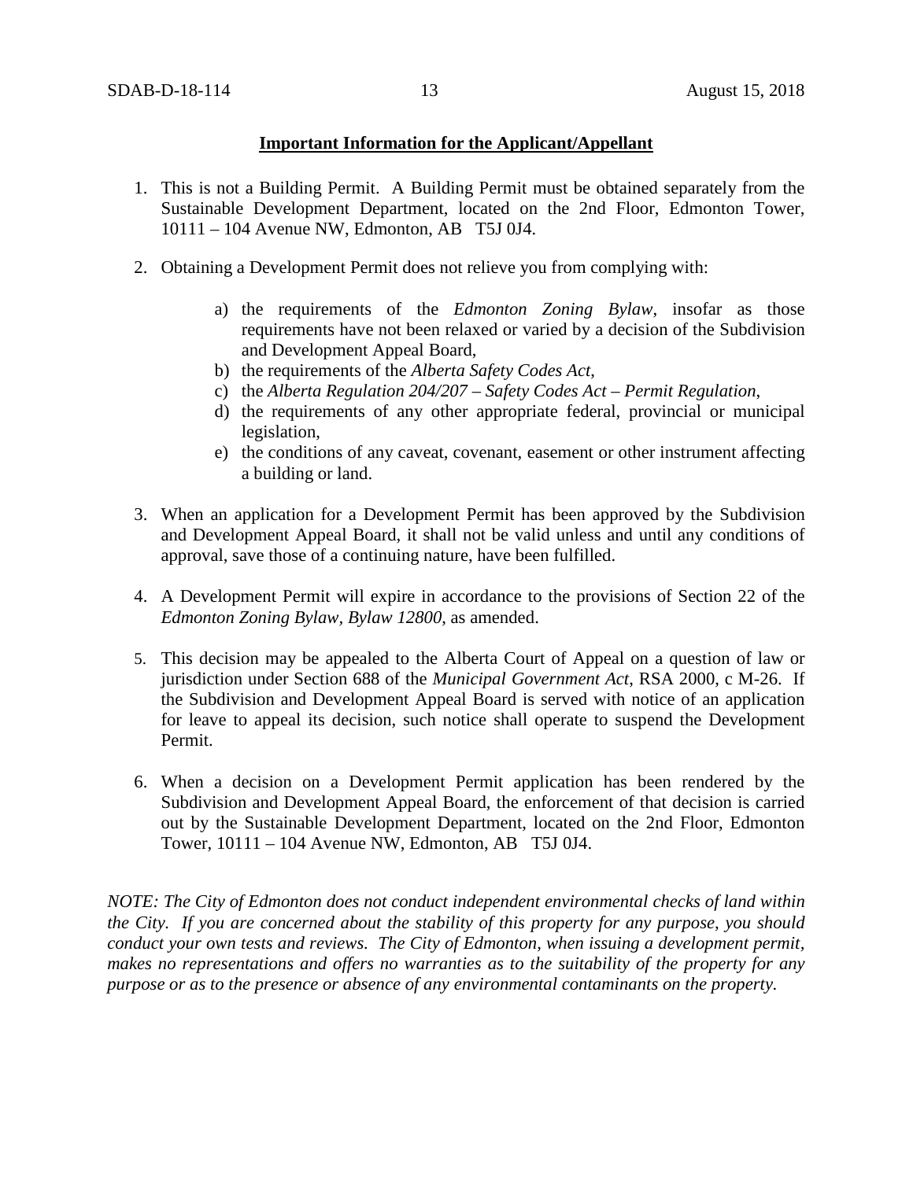**Important Information for the Applicant/Appellant**

1. This is not a Building Permit. A Building Permit must be obtained separately from the Sustainable Development Department, located on the 2nd Floor, Edmonton Tower, 10111 – 104 Avenue NW, Edmonton, AB T5J 0J4.

2. Obtaining a Development Permit does not relieve you from complying with:

   a) the requirements of the *Edmonton Zoning Bylaw*, insofar as those requirements have not been relaxed or varied by a decision of the Subdivision and Development Appeal Board,
   b) the requirements of the *Alberta Safety Codes Act*,
   c) the *Alberta Regulation 204/207 – Safety Codes Act – Permit Regulation*,
   d) the requirements of any other appropriate federal, provincial or municipal legislation,
   e) the conditions of any caveat, covenant, easement or other instrument affecting a building or land.

3. When an application for a Development Permit has been approved by the Subdivision and Development Appeal Board, it shall not be valid unless and until any conditions of approval, save those of a continuing nature, have been fulfilled.

4. A Development Permit will expire in accordance to the provisions of Section 22 of the *Edmonton Zoning Bylaw, Bylaw 12800*, as amended.

5. This decision may be appealed to the Alberta Court of Appeal on a question of law or jurisdiction under Section 688 of the *Municipal Government Act*, RSA 2000, c M-26. If the Subdivision and Development Appeal Board is served with notice of an application for leave to appeal its decision, such notice shall operate to suspend the Development Permit.

6. When a decision on a Development Permit application has been rendered by the Subdivision and Development Appeal Board, the enforcement of that decision is carried out by the Sustainable Development Department, located on the 2nd Floor, Edmonton Tower, 10111 – 104 Avenue NW, Edmonton, AB T5J 0J4.

*NOTE: The City of Edmonton does not conduct independent environmental checks of land within the City. If you are concerned about the stability of this property for any purpose, you should conduct your own tests and reviews. The City of Edmonton, when issuing a development permit, makes no representations and offers no warranties as to the suitability of the property for any purpose or as to the presence or absence of any environmental contaminants on the property.*